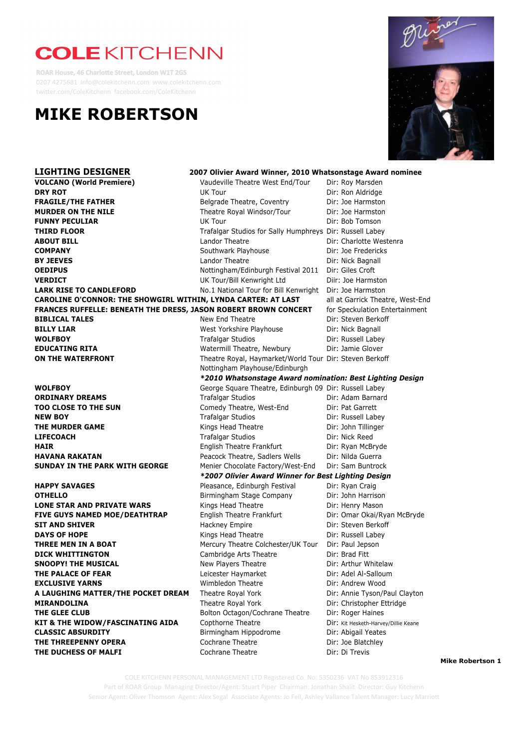# COLE KITCHENN

ROAR House, 46 Charlotte Street, London W1T 2GS
0207 4275681 info@colekitchenn.com www.colekitchenn.com
twitter.com/ColeKitchenn facebook.com/ColeKitchenn

# MIKE ROBERTSON

## LIGHTING DESIGNER

**2007 Olivier Award Winner, 2010 Whatsonstage Award nominee**

| Production | Venue | Director |
|---|---|---|
| **VOLCANO (World Premiere)** | Vaudeville Theatre West End/Tour | Dir: Roy Marsden |
| **DRY ROT** | UK Tour | Dir: Ron Aldridge |
| **FRAGILE/THE FATHER** | Belgrade Theatre, Coventry | Dir: Joe Harmston |
| **MURDER ON THE NILE** | Theatre Royal Windsor/Tour | Dir: Joe Harmston |
| **FUNNY PECULIAR** | UK Tour | Dir: Bob Tomson |
| **THIRD FLOOR** | Trafalgar Studios for Sally Humphreys | Dir: Russell Labey |
| **ABOUT BILL** | Landor Theatre | Dir: Charlotte Westenra |
| **COMPANY** | Southwark Playhouse | Dir: Joe Fredericks |
| **BY JEEVES** | Landor Theatre | Dir: Nick Bagnall |
| **OEDIPUS** | Nottingham/Edinburgh Festival 2011 | Dir: Giles Croft |
| **VERDICT** | UK Tour/Bill Kenwright Ltd | Diir: Joe Harmston |
| **LARK RISE TO CANDLEFORD** | No.1 National Tour for Bill Kenwright | Dir: Joe Harmston |
| **CAROLINE O'CONNOR: THE SHOWGIRL WITHIN, LYNDA CARTER: AT LAST** | | all at Garrick Theatre, West-End |
| **FRANCES RUFFELLE: BENEATH THE DRESS, JASON ROBERT BROWN CONCERT** | | for Speckulation Entertainment |
| **BIBLICAL TALES** | New End Theatre | Dir: Steven Berkoff |
| **BILLY LIAR** | West Yorkshire Playhouse | Dir: Nick Bagnall |
| **WOLFBOY** | Trafalgar Studios | Dir: Russell Labey |
| **EDUCATING RITA** | Watermill Theatre, Newbury | Dir: Jamie Glover |
| **ON THE WATERFRONT** | Theatre Royal, Haymarket/World Tour Nottingham Playhouse/Edinburgh *\*2010 Whatsonstage Award nomination: Best Lighting Design* | Dir: Steven Berkoff |
| **WOLFBOY** | George Square Theatre, Edinburgh 09 | Dir: Russell Labey |
| **ORDINARY DREAMS** | Trafalgar Studios | Dir: Adam Barnard |
| **TOO CLOSE TO THE SUN** | Comedy Theatre, West-End | Dir: Pat Garrett |
| **NEW BOY** | Trafalgar Studios | Dir: Russell Labey |
| **THE MURDER GAME** | Kings Head Theatre | Dir: John Tillinger |
| **LIFECOACH** | Trafalgar Studios | Dir: Nick Reed |
| **HAIR** | English Theatre Frankfurt | Dir: Ryan McBryde |
| **HAVANA RAKATAN** | Peacock Theatre, Sadlers Wells | Dir: Nilda Guerra |
| **SUNDAY IN THE PARK WITH GEORGE** | Menier Chocolate Factory/West-End *\*2007 Olivier Award Winner for Best Lighting Design* | Dir: Sam Buntrock |
| **HAPPY SAVAGES** | Pleasance, Edinburgh Festival | Dir: Ryan Craig |
| **OTHELLO** | Birmingham Stage Company | Dir: John Harrison |
| **LONE STAR AND PRIVATE WARS** | Kings Head Theatre | Dir: Henry Mason |
| **FIVE GUYS NAMED MOE/DEATHTRAP** | English Theatre Frankfurt | Dir: Omar Okai/Ryan McBryde |
| **SIT AND SHIVER** | Hackney Empire | Dir: Steven Berkoff |
| **DAYS OF HOPE** | Kings Head Theatre | Dir: Russell Labey |
| **THREE MEN IN A BOAT** | Mercury Theatre Colchester/UK Tour | Dir: Paul Jepson |
| **DICK WHITTINGTON** | Cambridge Arts Theatre | Dir: Brad Fitt |
| **SNOOPY! THE MUSICAL** | New Players Theatre | Dir: Arthur Whitelaw |
| **THE PALACE OF FEAR** | Leicester Haymarket | Dir: Adel Al-Salloum |
| **EXCLUSIVE YARNS** | Wimbledon Theatre | Dir: Andrew Wood |
| **A LAUGHING MATTER/THE POCKET DREAM** | Theatre Royal York | Dir: Annie Tyson/Paul Clayton |
| **MIRANDOLINA** | Theatre Royal York | Dir: Christopher Ettridge |
| **THE GLEE CLUB** | Bolton Octagon/Cochrane Theatre | Dir: Roger Haines |
| **KIT & THE WIDOW/FASCINATING AIDA** | Copthorne Theatre | Dir: Kit Hesketh-Harvey/Dillie Keane |
| **CLASSIC ABSURDITY** | Birmingham Hippodrome | Dir: Abigail Yeates |
| **THE THREEPENNY OPERA** | Cochrane Theatre | Dir: Joe Blatchley |
| **THE DUCHESS OF MALFI** | Cochrane Theatre | Dir: Di Trevis |

COLE KITCHENN PERSONAL MANAGEMENT LTD Registered Co. No: 5350236 VAT No 853912316
Part of ROAR Group Managing Director/Agent: Stuart Piper Chairman: Jonathan Shalit Director: Guy Kitchenn
Senior Agent: Oliver Thomson Agent: Alex Segal Associate Agents: Jo Fell, Ashley Vallance Talent Manager: Lucy Marriott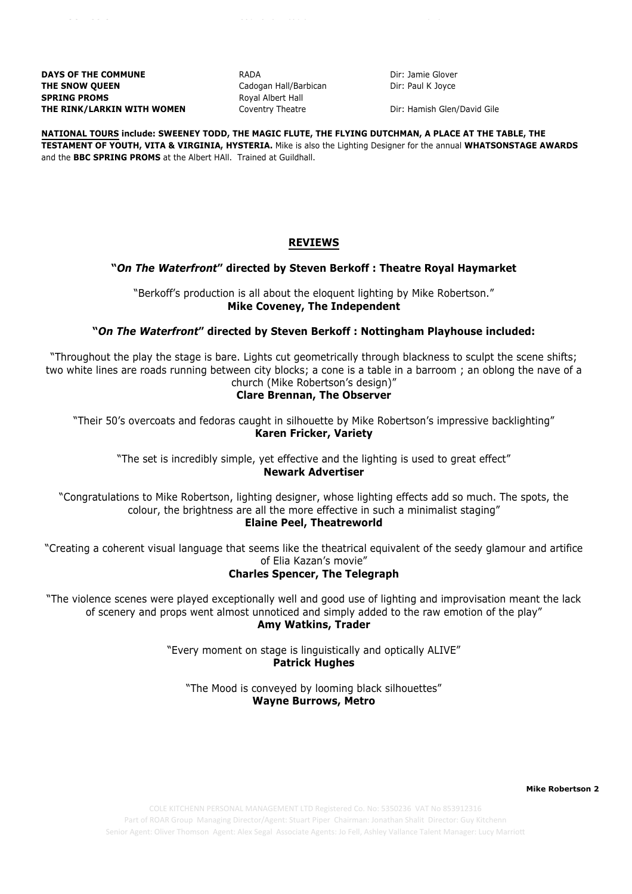| | | |
|---|---|---|
| **DAYS OF THE COMMUNE** | RADA | Dir: Jamie Glover |
| **THE SNOW QUEEN** | Cadogan Hall/Barbican | Dir: Paul K Joyce |
| **SPRING PROMS** | Royal Albert Hall | |
| **THE RINK/LARKIN WITH WOMEN** | Coventry Theatre | Dir: Hamish Glen/David Gile |

**NATIONAL TOURS include: SWEENEY TODD, THE MAGIC FLUTE, THE FLYING DUTCHMAN, A PLACE AT THE TABLE, THE TESTAMENT OF YOUTH, VITA & VIRGINIA, HYSTERIA.** Mike is also the Lighting Designer for the annual **WHATSONSTAGE AWARDS** and the **BBC SPRING PROMS** at the Albert HAll. Trained at Guildhall.

## REVIEWS

### "*On The Waterfront*" directed by Steven Berkoff : Theatre Royal Haymarket

"Berkoff's production is all about the eloquent lighting by Mike Robertson."
**Mike Coveney, The Independent**

### "*On The Waterfront*" directed by Steven Berkoff : Nottingham Playhouse included:

"Throughout the play the stage is bare. Lights cut geometrically through blackness to sculpt the scene shifts; two white lines are roads running between city blocks; a cone is a table in a barroom ; an oblong the nave of a church (Mike Robertson's design)"
**Clare Brennan, The Observer**

"Their 50's overcoats and fedoras caught in silhouette by Mike Robertson's impressive backlighting"
**Karen Fricker, Variety**

"The set is incredibly simple, yet effective and the lighting is used to great effect"
**Newark Advertiser**

"Congratulations to Mike Robertson, lighting designer, whose lighting effects add so much. The spots, the colour, the brightness are all the more effective in such a minimalist staging"
**Elaine Peel, Theatreworld**

"Creating a coherent visual language that seems like the theatrical equivalent of the seedy glamour and artifice of Elia Kazan's movie"
**Charles Spencer, The Telegraph**

"The violence scenes were played exceptionally well and good use of lighting and improvisation meant the lack of scenery and props went almost unnoticed and simply added to the raw emotion of the play"
**Amy Watkins, Trader**

"Every moment on stage is linguistically and optically ALIVE"
**Patrick Hughes**

"The Mood is conveyed by looming black silhouettes"
**Wayne Burrows, Metro**